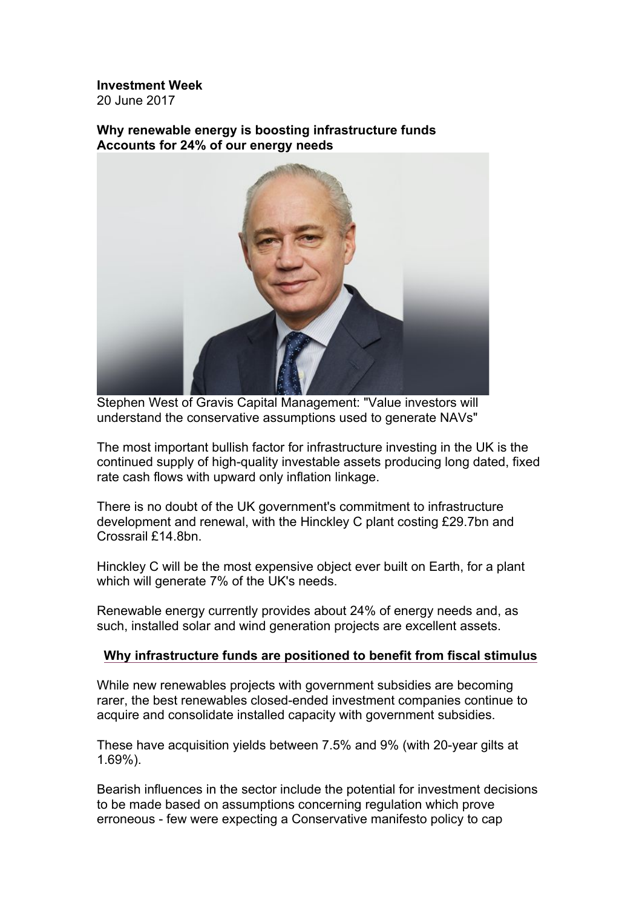**Investment Week**
20 June 2017

**Why renewable energy is boosting infrastructure funds**
**Accounts for 24% of our energy needs**

Stephen West of Gravis Capital Management: "Value investors will understand the conservative assumptions used to generate NAVs"

The most important bullish factor for infrastructure investing in the UK is the continued supply of high-quality investable assets producing long dated, fixed rate cash flows with upward only inflation linkage.

There is no doubt of the UK government's commitment to infrastructure development and renewal, with the Hinckley C plant costing £29.7bn and Crossrail £14.8bn.

Hinckley C will be the most expensive object ever built on Earth, for a plant which will generate 7% of the UK's needs.

Renewable energy currently provides about 24% of energy needs and, as such, installed solar and wind generation projects are excellent assets.

**Why infrastructure funds are positioned to benefit from fiscal stimulus**

While new renewables projects with government subsidies are becoming rarer, the best renewables closed-ended investment companies continue to acquire and consolidate installed capacity with government subsidies.

These have acquisition yields between 7.5% and 9% (with 20-year gilts at 1.69%).

Bearish influences in the sector include the potential for investment decisions to be made based on assumptions concerning regulation which prove erroneous - few were expecting a Conservative manifesto policy to cap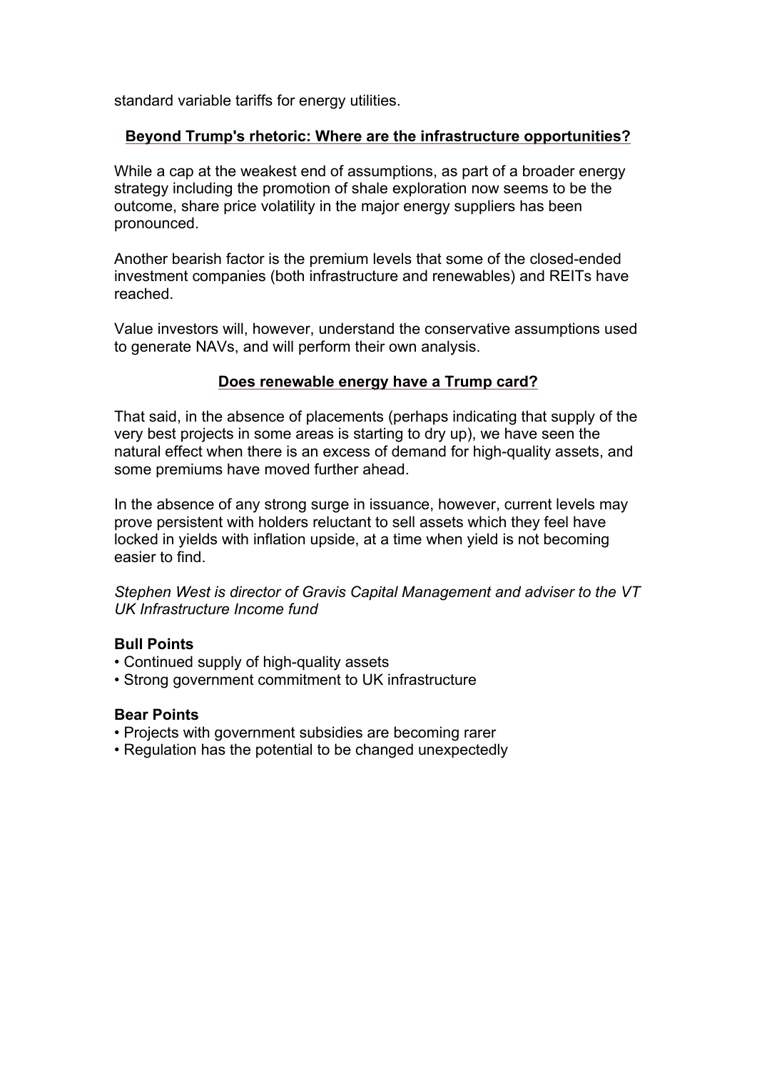standard variable tariffs for energy utilities.

## Beyond Trump's rhetoric: Where are the infrastructure opportunities?

While a cap at the weakest end of assumptions, as part of a broader energy strategy including the promotion of shale exploration now seems to be the outcome, share price volatility in the major energy suppliers has been pronounced.

Another bearish factor is the premium levels that some of the closed-ended investment companies (both infrastructure and renewables) and REITs have reached.

Value investors will, however, understand the conservative assumptions used to generate NAVs, and will perform their own analysis.

## Does renewable energy have a Trump card?

That said, in the absence of placements (perhaps indicating that supply of the very best projects in some areas is starting to dry up), we have seen the natural effect when there is an excess of demand for high-quality assets, and some premiums have moved further ahead.

In the absence of any strong surge in issuance, however, current levels may prove persistent with holders reluctant to sell assets which they feel have locked in yields with inflation upside, at a time when yield is not becoming easier to find.

*Stephen West is director of Gravis Capital Management and adviser to the VT UK Infrastructure Income fund*

**Bull Points**

- Continued supply of high-quality assets
- Strong government commitment to UK infrastructure

**Bear Points**

- Projects with government subsidies are becoming rarer
- Regulation has the potential to be changed unexpectedly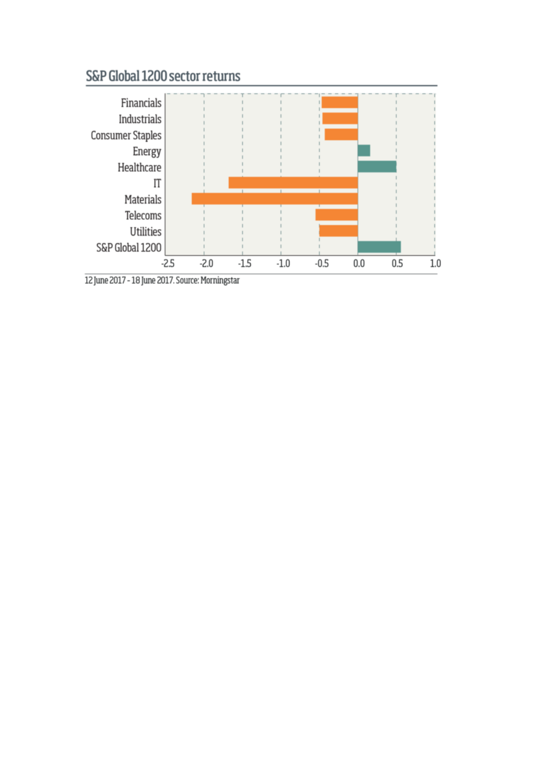## S&P Global 1200 sector returns

Financials
Industrials
Consumer Staples
Energy
Healthcare
IT
Materials
Telecoms
Utilities
S&P Global 1200

-2.5 -2.0 -1.5 -1.0 -0.5 0.0 0.5 1.0

12 June 2017 - 18 June 2017. Source: Morningstar